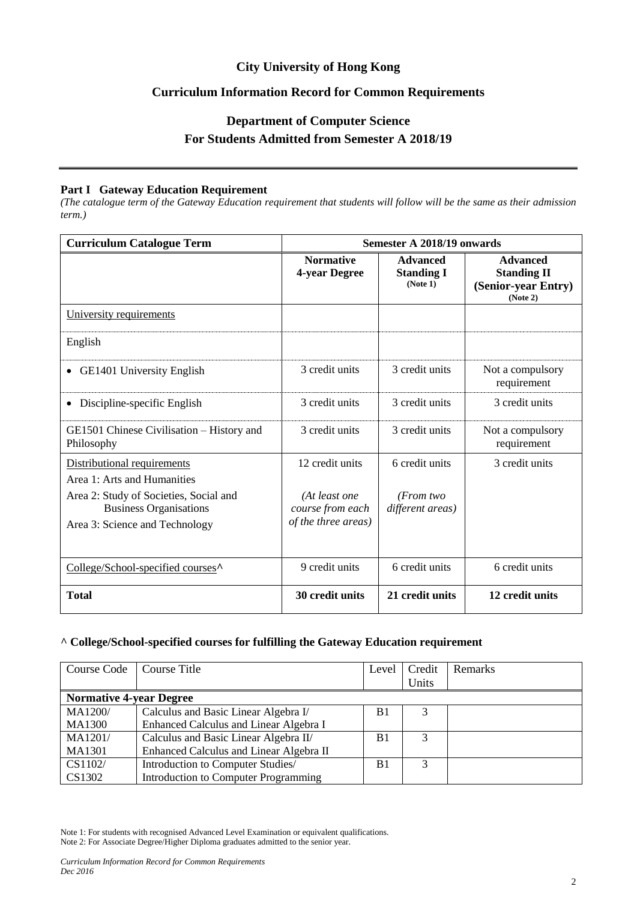# City University of Hong Kong

## Curriculum Information Record for Common Requirements

## Department of Computer Science
## For Students Admitted from Semester A 2018/19

---

### Part I Gateway Education Requirement

*(The catalogue term of the Gateway Education requirement that students will follow will be the same as their admission term.)*

| Curriculum Catalogue Term | Semester A 2018/19 onwards | | |
|---|---|---|---|
| | **Normative 4-year Degree** | **Advanced Standing I (Note 1)** | **Advanced Standing II (Senior-year Entry) (Note 2)** |
| University requirements | | | |
| English | | | |
| • GE1401 University English | 3 credit units | 3 credit units | Not a compulsory requirement |
| • Discipline-specific English | 3 credit units | 3 credit units | 3 credit units |
| GE1501 Chinese Civilisation – History and Philosophy | 3 credit units | 3 credit units | Not a compulsory requirement |
| Distributional requirements<br>Area 1: Arts and Humanities<br>Area 2: Study of Societies, Social and Business Organisations<br>Area 3: Science and Technology | 12 credit units<br>*(At least one course from each of the three areas)* | 6 credit units<br>*(From two different areas)* | 3 credit units |
| College/School-specified courses^ | 9 credit units | 6 credit units | 6 credit units |
| **Total** | **30 credit units** | **21 credit units** | **12 credit units** |

### ^ College/School-specified courses for fulfilling the Gateway Education requirement

| Course Code | Course Title | Level | Credit Units | Remarks |
|---|---|---|---|---|
| **Normative 4-year Degree** | | | | |
| MA1200/<br>MA1300 | Calculus and Basic Linear Algebra I/<br>Enhanced Calculus and Linear Algebra I | B1 | 3 | |
| MA1201/<br>MA1301 | Calculus and Basic Linear Algebra II/<br>Enhanced Calculus and Linear Algebra II | B1 | 3 | |
| CS1102/<br>CS1302 | Introduction to Computer Studies/<br>Introduction to Computer Programming | B1 | 3 | |

Note 1: For students with recognised Advanced Level Examination or equivalent qualifications.
Note 2: For Associate Degree/Higher Diploma graduates admitted to the senior year.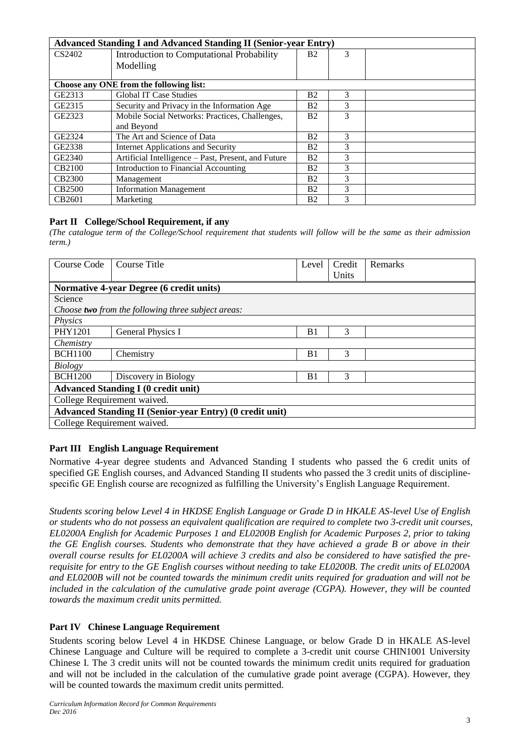| | | | | |
|---|---|---|---|---|
| **Advanced Standing I and Advanced Standing II (Senior-year Entry)** | | | | |
| CS2402 | Introduction to Computational Probability Modelling | B2 | 3 | |
| **Choose any ONE from the following list:** | | | | |
| GE2313 | Global IT Case Studies | B2 | 3 | |
| GE2315 | Security and Privacy in the Information Age | B2 | 3 | |
| GE2323 | Mobile Social Networks: Practices, Challenges, and Beyond | B2 | 3 | |
| GE2324 | The Art and Science of Data | B2 | 3 | |
| GE2338 | Internet Applications and Security | B2 | 3 | |
| GE2340 | Artificial Intelligence – Past, Present, and Future | B2 | 3 | |
| CB2100 | Introduction to Financial Accounting | B2 | 3 | |
| CB2300 | Management | B2 | 3 | |
| CB2500 | Information Management | B2 | 3 | |
| CB2601 | Marketing | B2 | 3 | |

## Part II College/School Requirement, if any

*(The catalogue term of the College/School requirement that students will follow will be the same as their admission term.)*

| Course Code | Course Title | Level | Credit Units | Remarks |
|---|---|---|---|---|
| **Normative 4-year Degree (6 credit units)** | | | | |
| Science<br>*Choose **two** from the following three subject areas:* | | | | |
| *Physics* | | | | |
| PHY1201 | General Physics I | B1 | 3 | |
| *Chemistry* | | | | |
| BCH1100 | Chemistry | B1 | 3 | |
| *Biology* | | | | |
| BCH1200 | Discovery in Biology | B1 | 3 | |
| **Advanced Standing I (0 credit unit)** | | | | |
| College Requirement waived. | | | | |
| **Advanced Standing II (Senior-year Entry) (0 credit unit)** | | | | |
| College Requirement waived. | | | | |

## Part III English Language Requirement

Normative 4-year degree students and Advanced Standing I students who passed the 6 credit units of specified GE English courses, and Advanced Standing II students who passed the 3 credit units of discipline-specific GE English course are recognized as fulfilling the University's English Language Requirement.

*Students scoring below Level 4 in HKDSE English Language or Grade D in HKALE AS-level Use of English or students who do not possess an equivalent qualification are required to complete two 3-credit unit courses, EL0200A English for Academic Purposes 1 and EL0200B English for Academic Purposes 2, prior to taking the GE English courses. Students who demonstrate that they have achieved a grade B or above in their overall course results for EL0200A will achieve 3 credits and also be considered to have satisfied the pre-requisite for entry to the GE English courses without needing to take EL0200B. The credit units of EL0200A and EL0200B will not be counted towards the minimum credit units required for graduation and will not be included in the calculation of the cumulative grade point average (CGPA). However, they will be counted towards the maximum credit units permitted.*

## Part IV Chinese Language Requirement

Students scoring below Level 4 in HKDSE Chinese Language, or below Grade D in HKALE AS-level Chinese Language and Culture will be required to complete a 3-credit unit course CHIN1001 University Chinese I. The 3 credit units will not be counted towards the minimum credit units required for graduation and will not be included in the calculation of the cumulative grade point average (CGPA). However, they will be counted towards the maximum credit units permitted.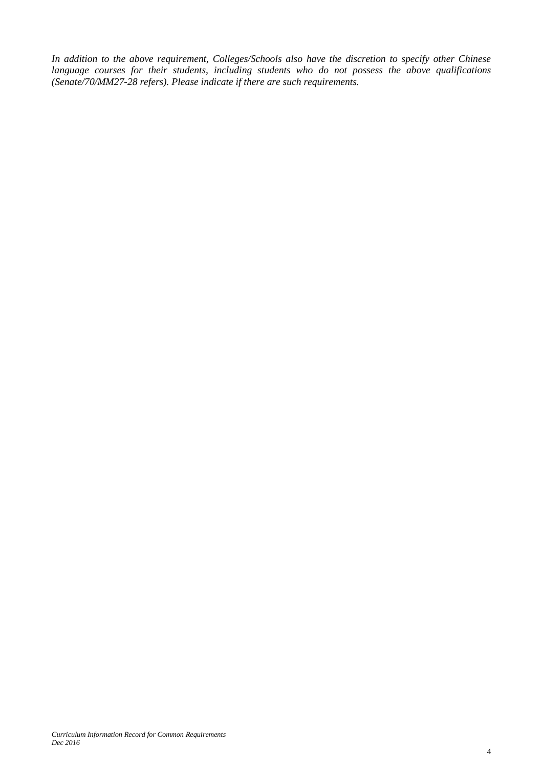*In addition to the above requirement, Colleges/Schools also have the discretion to specify other Chinese language courses for their students, including students who do not possess the above qualifications (Senate/70/MM27-28 refers). Please indicate if there are such requirements.*